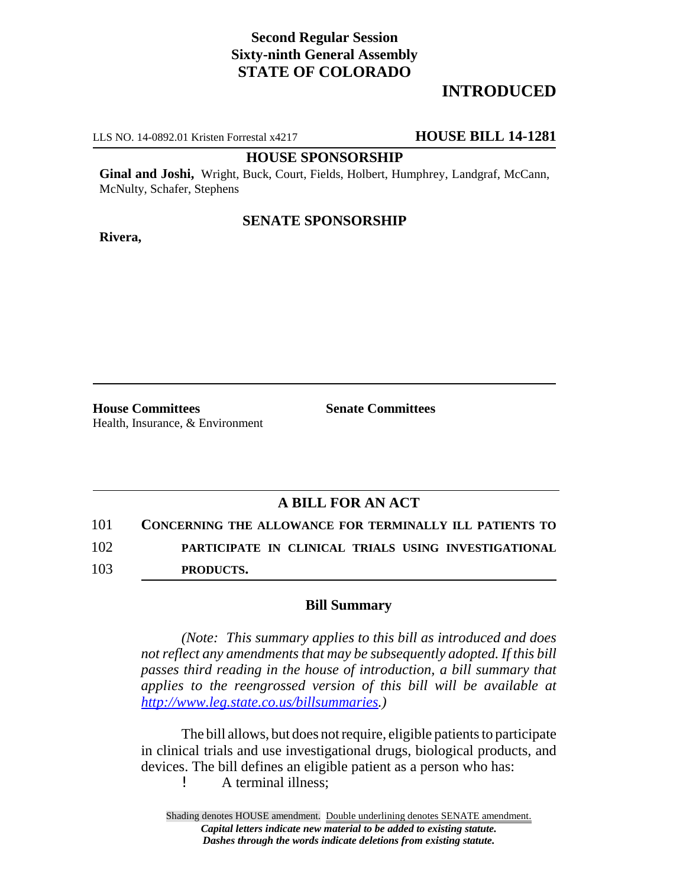**Second Regular Session**
**Sixty-ninth General Assembly**
**STATE OF COLORADO**

# INTRODUCED

LLS NO. 14-0892.01 Kristen Forrestal x4217 **HOUSE BILL 14-1281**

**HOUSE SPONSORSHIP**

**Ginal and Joshi,** Wright, Buck, Court, Fields, Holbert, Humphrey, Landgraf, McCann, McNulty, Schafer, Stephens

**SENATE SPONSORSHIP**

**Rivera,**

**House Committees**
Health, Insurance, & Environment

**Senate Committees**

## A BILL FOR AN ACT

101 **CONCERNING THE ALLOWANCE FOR TERMINALLY ILL PATIENTS TO**
102 **PARTICIPATE IN CLINICAL TRIALS USING INVESTIGATIONAL**
103 **PRODUCTS.**

### Bill Summary

*(Note: This summary applies to this bill as introduced and does not reflect any amendments that may be subsequently adopted. If this bill passes third reading in the house of introduction, a bill summary that applies to the reengrossed version of this bill will be available at http://www.leg.state.co.us/billsummaries.)*

The bill allows, but does not require, eligible patients to participate in clinical trials and use investigational drugs, biological products, and devices. The bill defines an eligible patient as a person who has:

- A terminal illness;

Shading denotes HOUSE amendment. Double underlining denotes SENATE amendment.
*Capital letters indicate new material to be added to existing statute.*
*Dashes through the words indicate deletions from existing statute.*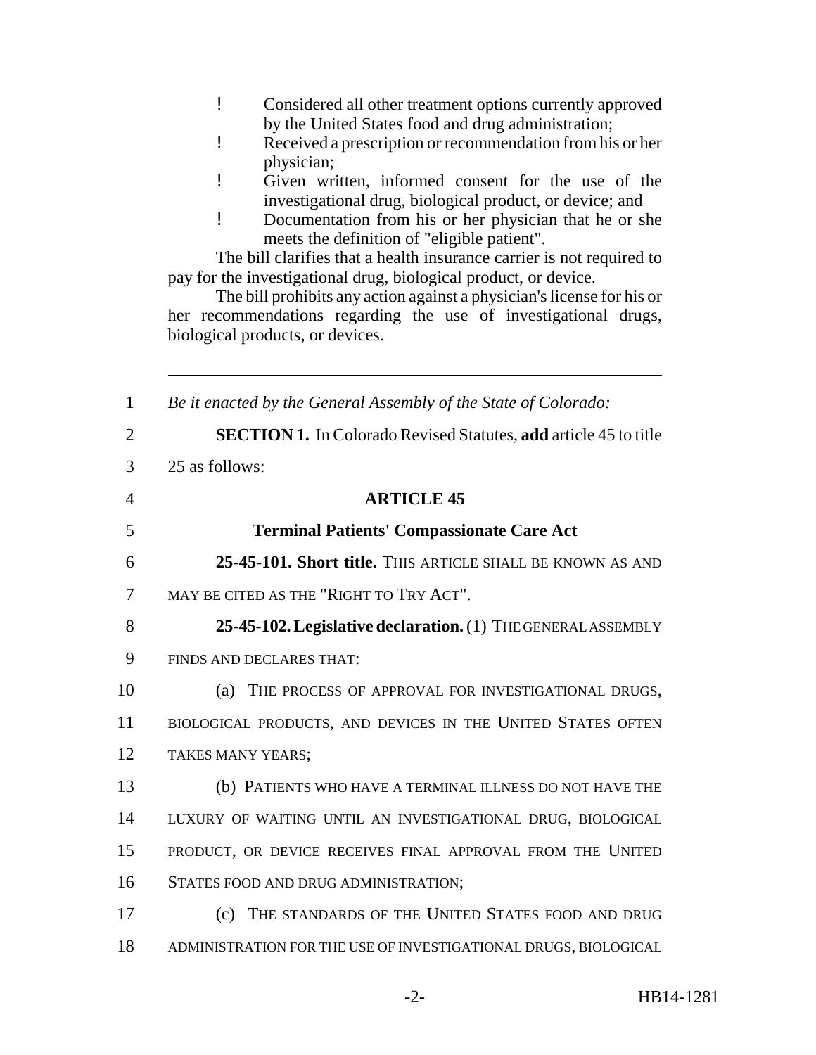- Considered all other treatment options currently approved by the United States food and drug administration;
- Received a prescription or recommendation from his or her physician;
- Given written, informed consent for the use of the investigational drug, biological product, or device; and
- Documentation from his or her physician that he or she meets the definition of "eligible patient".

The bill clarifies that a health insurance carrier is not required to pay for the investigational drug, biological product, or device.

The bill prohibits any action against a physician's license for his or her recommendations regarding the use of investigational drugs, biological products, or devices.

---

1 *Be it enacted by the General Assembly of the State of Colorado:*

2 **SECTION 1.** In Colorado Revised Statutes, **add** article 45 to title
3 25 as follows:

4 **ARTICLE 45**

5 **Terminal Patients' Compassionate Care Act**

6 **25-45-101. Short title.** THIS ARTICLE SHALL BE KNOWN AS AND
7 MAY BE CITED AS THE "RIGHT TO TRY ACT".

8 **25-45-102. Legislative declaration.** (1) THE GENERAL ASSEMBLY
9 FINDS AND DECLARES THAT:

10 (a) THE PROCESS OF APPROVAL FOR INVESTIGATIONAL DRUGS,
11 BIOLOGICAL PRODUCTS, AND DEVICES IN THE UNITED STATES OFTEN
12 TAKES MANY YEARS;

13 (b) PATIENTS WHO HAVE A TERMINAL ILLNESS DO NOT HAVE THE
14 LUXURY OF WAITING UNTIL AN INVESTIGATIONAL DRUG, BIOLOGICAL
15 PRODUCT, OR DEVICE RECEIVES FINAL APPROVAL FROM THE UNITED
16 STATES FOOD AND DRUG ADMINISTRATION;

17 (c) THE STANDARDS OF THE UNITED STATES FOOD AND DRUG
18 ADMINISTRATION FOR THE USE OF INVESTIGATIONAL DRUGS, BIOLOGICAL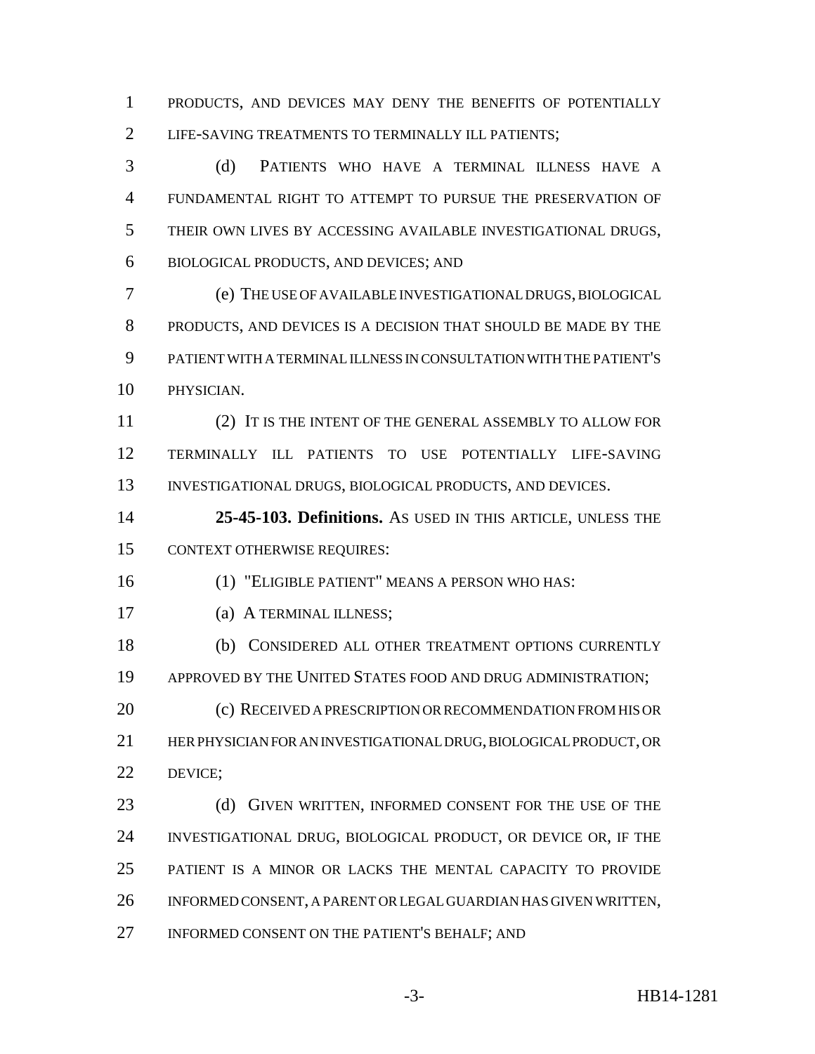PRODUCTS, AND DEVICES MAY DENY THE BENEFITS OF POTENTIALLY LIFE-SAVING TREATMENTS TO TERMINALLY ILL PATIENTS;

(d) PATIENTS WHO HAVE A TERMINAL ILLNESS HAVE A FUNDAMENTAL RIGHT TO ATTEMPT TO PURSUE THE PRESERVATION OF THEIR OWN LIVES BY ACCESSING AVAILABLE INVESTIGATIONAL DRUGS, BIOLOGICAL PRODUCTS, AND DEVICES; AND

(e) THE USE OF AVAILABLE INVESTIGATIONAL DRUGS, BIOLOGICAL PRODUCTS, AND DEVICES IS A DECISION THAT SHOULD BE MADE BY THE PATIENT WITH A TERMINAL ILLNESS IN CONSULTATION WITH THE PATIENT'S PHYSICIAN.

(2) IT IS THE INTENT OF THE GENERAL ASSEMBLY TO ALLOW FOR TERMINALLY ILL PATIENTS TO USE POTENTIALLY LIFE-SAVING INVESTIGATIONAL DRUGS, BIOLOGICAL PRODUCTS, AND DEVICES.

**25-45-103. Definitions.** AS USED IN THIS ARTICLE, UNLESS THE CONTEXT OTHERWISE REQUIRES:

(1) "ELIGIBLE PATIENT" MEANS A PERSON WHO HAS:

(a) A TERMINAL ILLNESS;

(b) CONSIDERED ALL OTHER TREATMENT OPTIONS CURRENTLY APPROVED BY THE UNITED STATES FOOD AND DRUG ADMINISTRATION;

(c) RECEIVED A PRESCRIPTION OR RECOMMENDATION FROM HIS OR HER PHYSICIAN FOR AN INVESTIGATIONAL DRUG, BIOLOGICAL PRODUCT, OR DEVICE;

(d) GIVEN WRITTEN, INFORMED CONSENT FOR THE USE OF THE INVESTIGATIONAL DRUG, BIOLOGICAL PRODUCT, OR DEVICE OR, IF THE PATIENT IS A MINOR OR LACKS THE MENTAL CAPACITY TO PROVIDE INFORMED CONSENT, A PARENT OR LEGAL GUARDIAN HAS GIVEN WRITTEN, INFORMED CONSENT ON THE PATIENT'S BEHALF; AND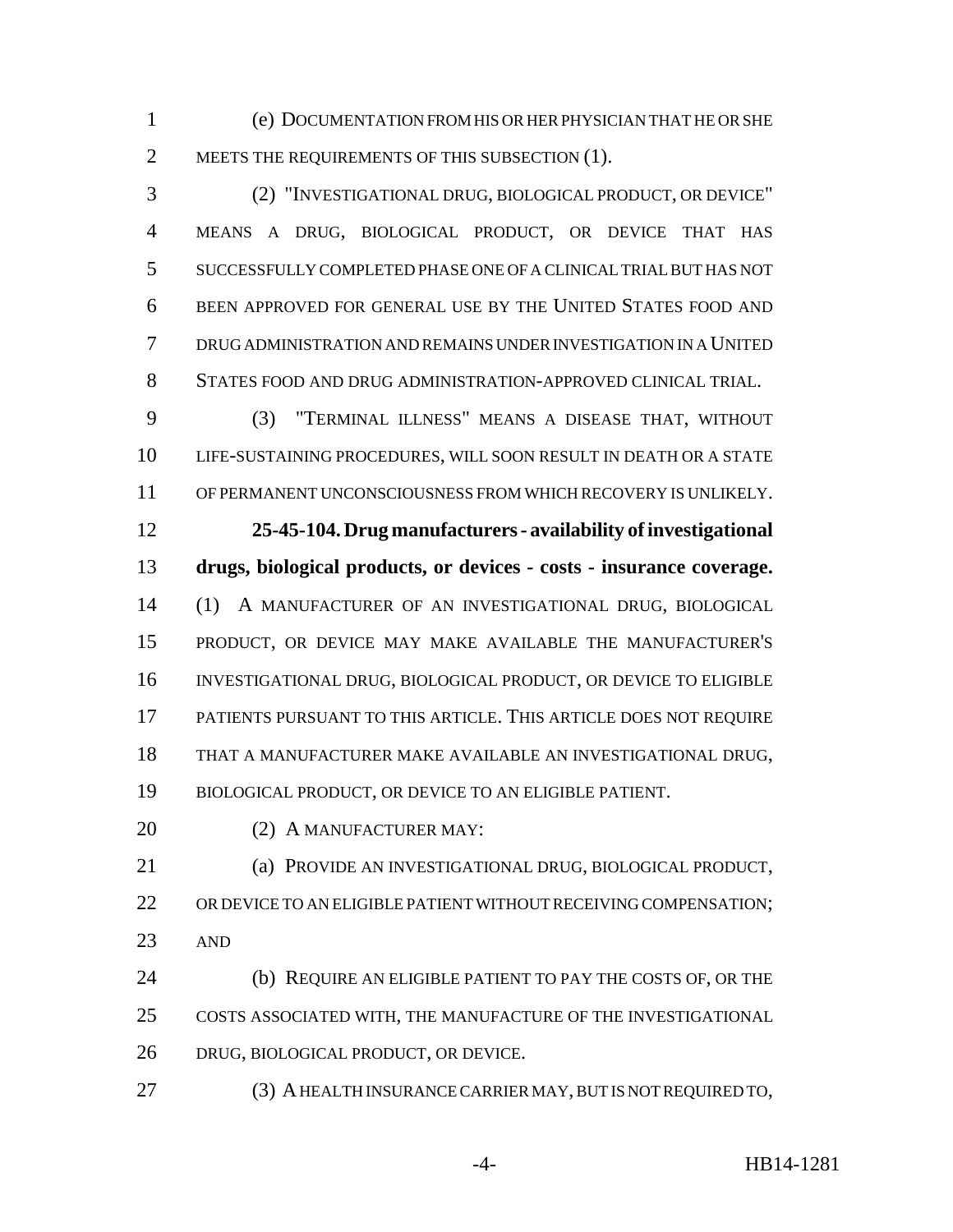(e) DOCUMENTATION FROM HIS OR HER PHYSICIAN THAT HE OR SHE MEETS THE REQUIREMENTS OF THIS SUBSECTION (1).

(2) "INVESTIGATIONAL DRUG, BIOLOGICAL PRODUCT, OR DEVICE" MEANS A DRUG, BIOLOGICAL PRODUCT, OR DEVICE THAT HAS SUCCESSFULLY COMPLETED PHASE ONE OF A CLINICAL TRIAL BUT HAS NOT BEEN APPROVED FOR GENERAL USE BY THE UNITED STATES FOOD AND DRUG ADMINISTRATION AND REMAINS UNDER INVESTIGATION IN A UNITED STATES FOOD AND DRUG ADMINISTRATION-APPROVED CLINICAL TRIAL.

(3) "TERMINAL ILLNESS" MEANS A DISEASE THAT, WITHOUT LIFE-SUSTAINING PROCEDURES, WILL SOON RESULT IN DEATH OR A STATE OF PERMANENT UNCONSCIOUSNESS FROM WHICH RECOVERY IS UNLIKELY.

**25-45-104. Drug manufacturers - availability of investigational drugs, biological products, or devices - costs - insurance coverage.** (1) A MANUFACTURER OF AN INVESTIGATIONAL DRUG, BIOLOGICAL PRODUCT, OR DEVICE MAY MAKE AVAILABLE THE MANUFACTURER'S INVESTIGATIONAL DRUG, BIOLOGICAL PRODUCT, OR DEVICE TO ELIGIBLE PATIENTS PURSUANT TO THIS ARTICLE. THIS ARTICLE DOES NOT REQUIRE THAT A MANUFACTURER MAKE AVAILABLE AN INVESTIGATIONAL DRUG, BIOLOGICAL PRODUCT, OR DEVICE TO AN ELIGIBLE PATIENT.

(2) A MANUFACTURER MAY:

(a) PROVIDE AN INVESTIGATIONAL DRUG, BIOLOGICAL PRODUCT, OR DEVICE TO AN ELIGIBLE PATIENT WITHOUT RECEIVING COMPENSATION; AND

(b) REQUIRE AN ELIGIBLE PATIENT TO PAY THE COSTS OF, OR THE COSTS ASSOCIATED WITH, THE MANUFACTURE OF THE INVESTIGATIONAL DRUG, BIOLOGICAL PRODUCT, OR DEVICE.

(3) A HEALTH INSURANCE CARRIER MAY, BUT IS NOT REQUIRED TO,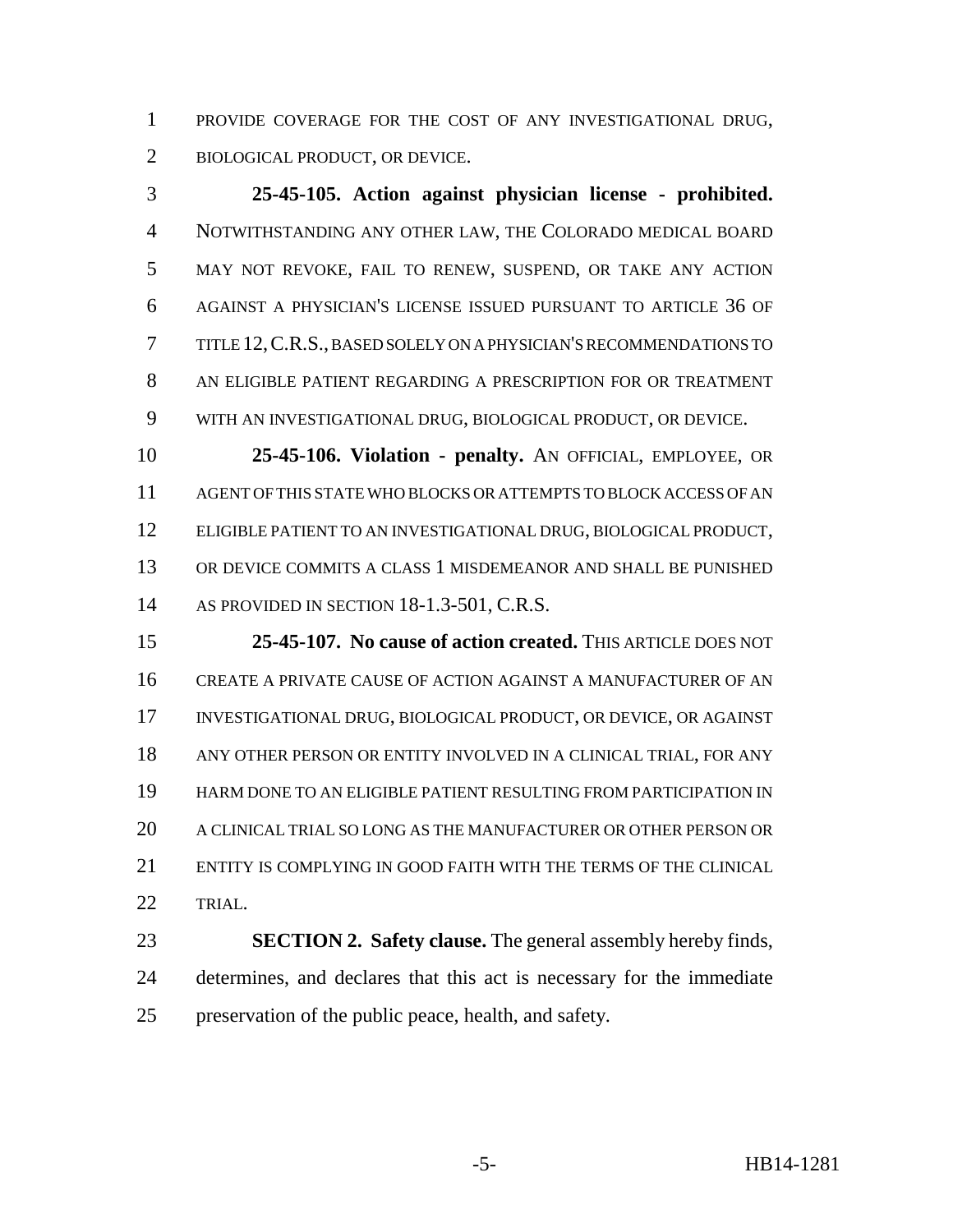PROVIDE COVERAGE FOR THE COST OF ANY INVESTIGATIONAL DRUG, BIOLOGICAL PRODUCT, OR DEVICE.

**25-45-105. Action against physician license - prohibited.** NOTWITHSTANDING ANY OTHER LAW, THE COLORADO MEDICAL BOARD MAY NOT REVOKE, FAIL TO RENEW, SUSPEND, OR TAKE ANY ACTION AGAINST A PHYSICIAN'S LICENSE ISSUED PURSUANT TO ARTICLE 36 OF TITLE 12, C.R.S., BASED SOLELY ON A PHYSICIAN'S RECOMMENDATIONS TO AN ELIGIBLE PATIENT REGARDING A PRESCRIPTION FOR OR TREATMENT WITH AN INVESTIGATIONAL DRUG, BIOLOGICAL PRODUCT, OR DEVICE.

**25-45-106. Violation - penalty.** AN OFFICIAL, EMPLOYEE, OR AGENT OF THIS STATE WHO BLOCKS OR ATTEMPTS TO BLOCK ACCESS OF AN ELIGIBLE PATIENT TO AN INVESTIGATIONAL DRUG, BIOLOGICAL PRODUCT, OR DEVICE COMMITS A CLASS 1 MISDEMEANOR AND SHALL BE PUNISHED AS PROVIDED IN SECTION 18-1.3-501, C.R.S.

**25-45-107. No cause of action created.** THIS ARTICLE DOES NOT CREATE A PRIVATE CAUSE OF ACTION AGAINST A MANUFACTURER OF AN INVESTIGATIONAL DRUG, BIOLOGICAL PRODUCT, OR DEVICE, OR AGAINST ANY OTHER PERSON OR ENTITY INVOLVED IN A CLINICAL TRIAL, FOR ANY HARM DONE TO AN ELIGIBLE PATIENT RESULTING FROM PARTICIPATION IN A CLINICAL TRIAL SO LONG AS THE MANUFACTURER OR OTHER PERSON OR ENTITY IS COMPLYING IN GOOD FAITH WITH THE TERMS OF THE CLINICAL TRIAL.

**SECTION 2. Safety clause.** The general assembly hereby finds, determines, and declares that this act is necessary for the immediate preservation of the public peace, health, and safety.